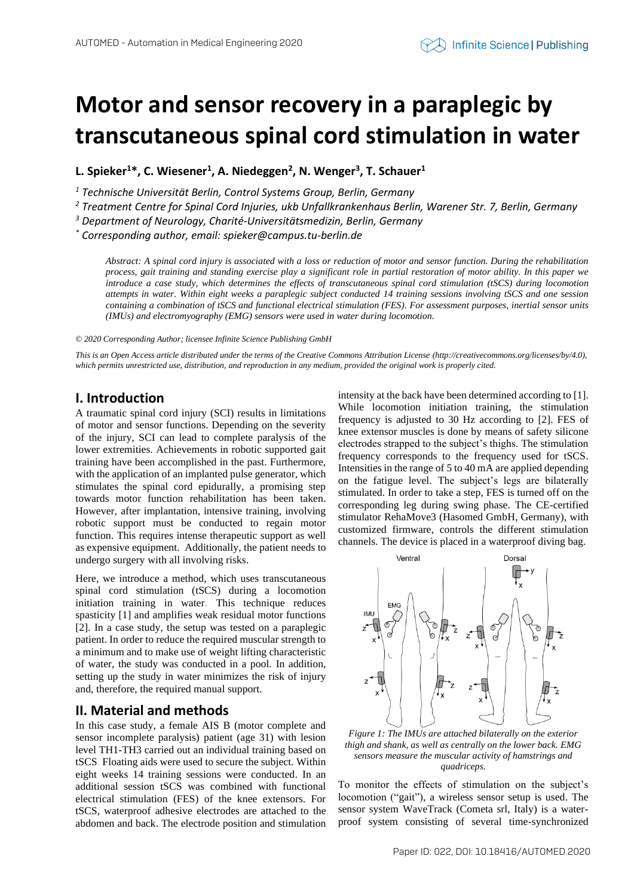# Motor and sensor recovery in a paraplegic by transcutaneous spinal cord stimulation in water

**L. Spieker[1]*, C. Wiesener[1], A. Niedeggen[2], N. Wenger[3], T. Schauer[1]**

[1] *Technische Universität Berlin, Control Systems Group, Berlin, Germany*

[2] *Treatment Centre for Spinal Cord Injuries, ukb Unfallkrankenhaus Berlin, Warener Str. 7, Berlin, Germany*

[3] *Department of Neurology, Charité-Universitätsmedizin, Berlin, Germany*

\* *Corresponding author, email: spieker@campus.tu-berlin.de*

*Abstract: A spinal cord injury is associated with a loss or reduction of motor and sensor function. During the rehabilitation process, gait training and standing exercise play a significant role in partial restoration of motor ability. In this paper we introduce a case study, which determines the effects of transcutaneous spinal cord stimulation (tSCS) during locomotion attempts in water. Within eight weeks a paraplegic subject conducted 14 training sessions involving tSCS and one session containing a combination of tSCS and functional electrical stimulation (FES). For assessment purposes, inertial sensor units (IMUs) and electromyography (EMG) sensors were used in water during locomotion.*

*© 2020 Corresponding Author; licensee Infinite Science Publishing GmbH*

*This is an Open Access article distributed under the terms of the Creative Commons Attribution License (http://creativecommons.org/licenses/by/4.0), which permits unrestricted use, distribution, and reproduction in any medium, provided the original work is properly cited.*

## I. Introduction

A traumatic spinal cord injury (SCI) results in limitations of motor and sensor functions. Depending on the severity of the injury, SCI can lead to complete paralysis of the lower extremities. Achievements in robotic supported gait training have been accomplished in the past. Furthermore, with the application of an implanted pulse generator, which stimulates the spinal cord epidurally, a promising step towards motor function rehabilitation has been taken. However, after implantation, intensive training, involving robotic support must be conducted to regain motor function. This requires intense therapeutic support as well as expensive equipment. Additionally, the patient needs to undergo surgery with all involving risks.

Here, we introduce a method, which uses transcutaneous spinal cord stimulation (tSCS) during a locomotion initiation training in water. This technique reduces spasticity [1] and amplifies weak residual motor functions [2]. In a case study, the setup was tested on a paraplegic patient. In order to reduce the required muscular strength to a minimum and to make use of weight lifting characteristic of water, the study was conducted in a pool. In addition, setting up the study in water minimizes the risk of injury and, therefore, the required manual support.

## II. Material and methods

In this case study, a female AIS B (motor complete and sensor incomplete paralysis) patient (age 31) with lesion level TH1-TH3 carried out an individual training based on tSCS. Floating aids were used to secure the subject. Within eight weeks 14 training sessions were conducted. In an additional session tSCS was combined with functional electrical stimulation (FES) of the knee extensors. For tSCS, waterproof adhesive electrodes are attached to the abdomen and back. The electrode position and stimulation intensity at the back have been determined according to [1]. While locomotion initiation training, the stimulation frequency is adjusted to 30 Hz according to [2]. FES of knee extensor muscles is done by means of safety silicone electrodes strapped to the subject's thighs. The stimulation frequency corresponds to the frequency used for tSCS. Intensities in the range of 5 to 40 mA are applied depending on the fatigue level. The subject's legs are bilaterally stimulated. In order to take a step, FES is turned off on the corresponding leg during swing phase. The CE-certified stimulator RehaMove3 (Hasomed GmbH, Germany), with customized firmware, controls the different stimulation channels. The device is placed in a waterproof diving bag.

*Figure 1: The IMUs are attached bilaterally on the exterior thigh and shank, as well as centrally on the lower back. EMG sensors measure the muscular activity of hamstrings and quadriceps.*

To monitor the effects of stimulation on the subject's locomotion ("gait"), a wireless sensor setup is used. The sensor system WaveTrack (Cometa srl, Italy) is a waterproof system consisting of several time-synchronized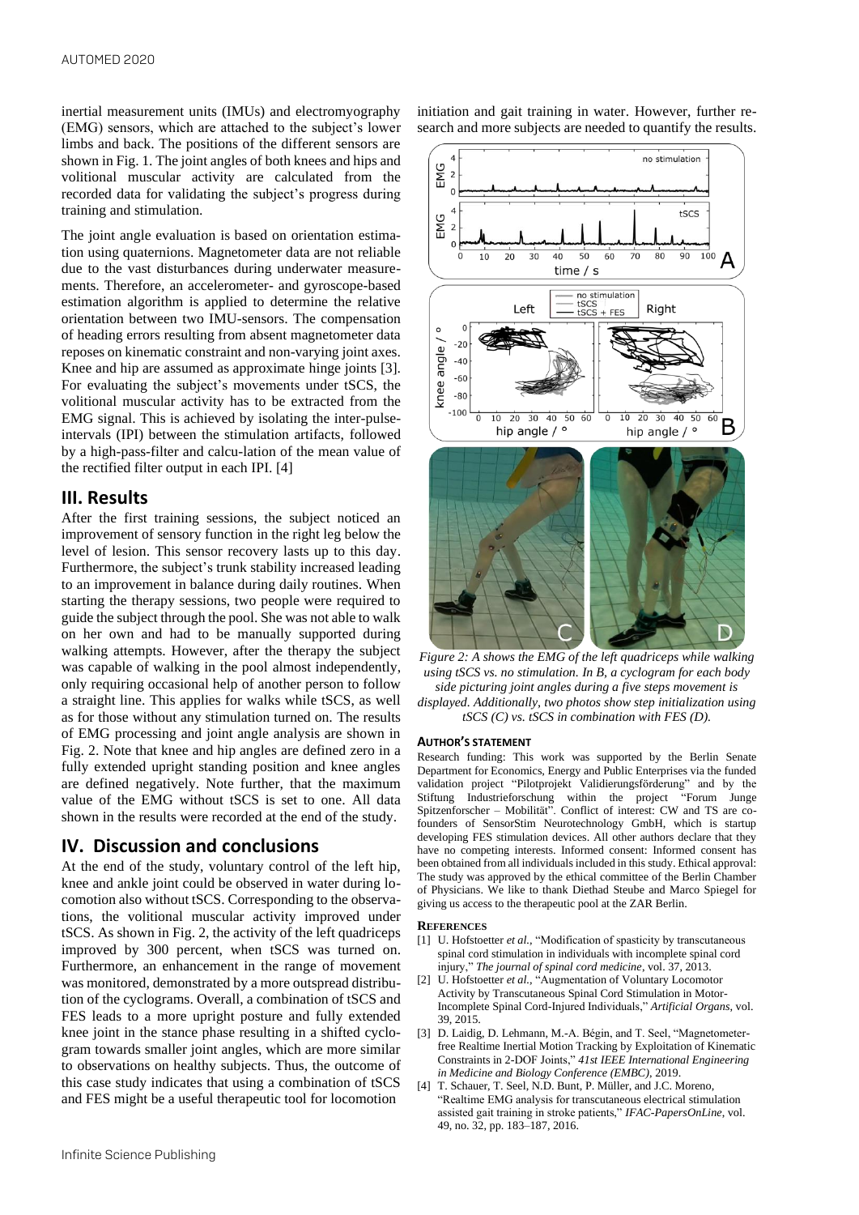inertial measurement units (IMUs) and electromyography (EMG) sensors, which are attached to the subject's lower limbs and back. The positions of the different sensors are shown in Fig. 1. The joint angles of both knees and hips and volitional muscular activity are calculated from the recorded data for validating the subject's progress during training and stimulation.

The joint angle evaluation is based on orientation estimation using quaternions. Magnetometer data are not reliable due to the vast disturbances during underwater measurements. Therefore, an accelerometer- and gyroscope-based estimation algorithm is applied to determine the relative orientation between two IMU-sensors. The compensation of heading errors resulting from absent magnetometer data reposes on kinematic constraint and non-varying joint axes. Knee and hip are assumed as approximate hinge joints [3]. For evaluating the subject's movements under tSCS, the volitional muscular activity has to be extracted from the EMG signal. This is achieved by isolating the inter-pulse-intervals (IPI) between the stimulation artifacts, followed by a high-pass-filter and calcu-lation of the mean value of the rectified filter output in each IPI. [4]

## III. Results

After the first training sessions, the subject noticed an improvement of sensory function in the right leg below the level of lesion. This sensor recovery lasts up to this day. Furthermore, the subject's trunk stability increased leading to an improvement in balance during daily routines. When starting the therapy sessions, two people were required to guide the subject through the pool. She was not able to walk on her own and had to be manually supported during walking attempts. However, after the therapy the subject was capable of walking in the pool almost independently, only requiring occasional help of another person to follow a straight line. This applies for walks while tSCS, as well as for those without any stimulation turned on. The results of EMG processing and joint angle analysis are shown in Fig. 2. Note that knee and hip angles are defined zero in a fully extended upright standing position and knee angles are defined negatively. Note further, that the maximum value of the EMG without tSCS is set to one. All data shown in the results were recorded at the end of the study.

## IV. Discussion and conclusions

At the end of the study, voluntary control of the left hip, knee and ankle joint could be observed in water during locomotion also without tSCS. Corresponding to the observations, the volitional muscular activity improved under tSCS. As shown in Fig. 2, the activity of the left quadriceps improved by 300 percent, when tSCS was turned on. Furthermore, an enhancement in the range of movement was monitored, demonstrated by a more outspread distribution of the cyclograms. Overall, a combination of tSCS and FES leads to a more upright posture and fully extended knee joint in the stance phase resulting in a shifted cyclogram towards smaller joint angles, which are more similar to observations on healthy subjects. Thus, the outcome of this case study indicates that using a combination of tSCS and FES might be a useful therapeutic tool for locomotion initiation and gait training in water. However, further research and more subjects are needed to quantify the results.

EMG
no stimulation
EMG
tSCS
time / s
A

no stimulation
tSCS
tSCS + FES
Left
Right
knee angle / °
hip angle / °
hip angle / °
B

C
D

*Figure 2: A shows the EMG of the left quadriceps while walking using tSCS vs. no stimulation. In B, a cyclogram for each body side picturing joint angles during a five steps movement is displayed. Additionally, two photos show step initialization using tSCS (C) vs. tSCS in combination with FES (D).*

### Author's statement

Research funding: This work was supported by the Berlin Senate Department for Economics, Energy and Public Enterprises via the funded validation project "Pilotprojekt Validierungsförderung" and by the Stiftung Industrieforschung within the project "Forum Junge Spitzenforscher – Mobilität". Conflict of interest: CW and TS are co-founders of SensorStim Neurotechnology GmbH, which is startup developing FES stimulation devices. All other authors declare that they have no competing interests. Informed consent: Informed consent has been obtained from all individuals included in this study. Ethical approval: The study was approved by the ethical committee of the Berlin Chamber of Physicians. We like to thank Diethad Steube and Marco Spiegel for giving us access to the therapeutic pool at the ZAR Berlin.

### References

[1] U. Hofstoetter *et al.*, "Modification of spasticity by transcutaneous spinal cord stimulation in individuals with incomplete spinal cord injury," *The journal of spinal cord medicine*, vol. 37, 2013.

[2] U. Hofstoetter *et al.*, "Augmentation of Voluntary Locomotor Activity by Transcutaneous Spinal Cord Stimulation in Motor-Incomplete Spinal Cord-Injured Individuals," *Artificial Organs*, vol. 39, 2015.

[3] D. Laidig, D. Lehmann, M.-A. Bégin, and T. Seel, "Magnetometer-free Realtime Inertial Motion Tracking by Exploitation of Kinematic Constraints in 2-DOF Joints," *41st IEEE International Engineering in Medicine and Biology Conference (EMBC)*, 2019.

[4] T. Schauer, T. Seel, N.D. Bunt, P. Müller, and J.C. Moreno, "Realtime EMG analysis for transcutaneous electrical stimulation assisted gait training in stroke patients," *IFAC-PapersOnLine*, vol. 49, no. 32, pp. 183–187, 2016.